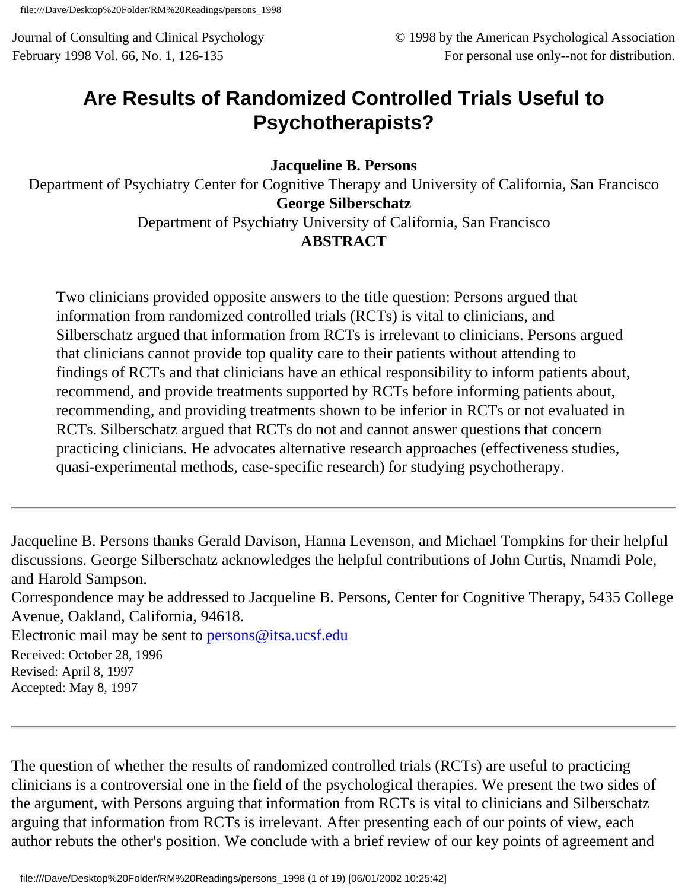# Are Results of Randomized Controlled Trials Useful to Psychotherapists?

**Jacqueline B. Persons**
Department of Psychiatry Center for Cognitive Therapy and University of California, San Francisco
**George Silberschatz**
Department of Psychiatry University of California, San Francisco

**ABSTRACT**

Two clinicians provided opposite answers to the title question: Persons argued that information from randomized controlled trials (RCTs) is vital to clinicians, and Silberschatz argued that information from RCTs is irrelevant to clinicians. Persons argued that clinicians cannot provide top quality care to their patients without attending to findings of RCTs and that clinicians have an ethical responsibility to inform patients about, recommend, and provide treatments supported by RCTs before informing patients about, recommending, and providing treatments shown to be inferior in RCTs or not evaluated in RCTs. Silberschatz argued that RCTs do not and cannot answer questions that concern practicing clinicians. He advocates alternative research approaches (effectiveness studies, quasi-experimental methods, case-specific research) for studying psychotherapy.

---

Jacqueline B. Persons thanks Gerald Davison, Hanna Levenson, and Michael Tompkins for their helpful discussions. George Silberschatz acknowledges the helpful contributions of John Curtis, Nnamdi Pole, and Harold Sampson.
Correspondence may be addressed to Jacqueline B. Persons, Center for Cognitive Therapy, 5435 College Avenue, Oakland, California, 94618.
Electronic mail may be sent to persons@itsa.ucsf.edu
Received: October 28, 1996
Revised: April 8, 1997
Accepted: May 8, 1997

---

The question of whether the results of randomized controlled trials (RCTs) are useful to practicing clinicians is a controversial one in the field of the psychological therapies. We present the two sides of the argument, with Persons arguing that information from RCTs is vital to clinicians and Silberschatz arguing that information from RCTs is irrelevant. After presenting each of our points of view, each author rebuts the other's position. We conclude with a brief review of our key points of agreement and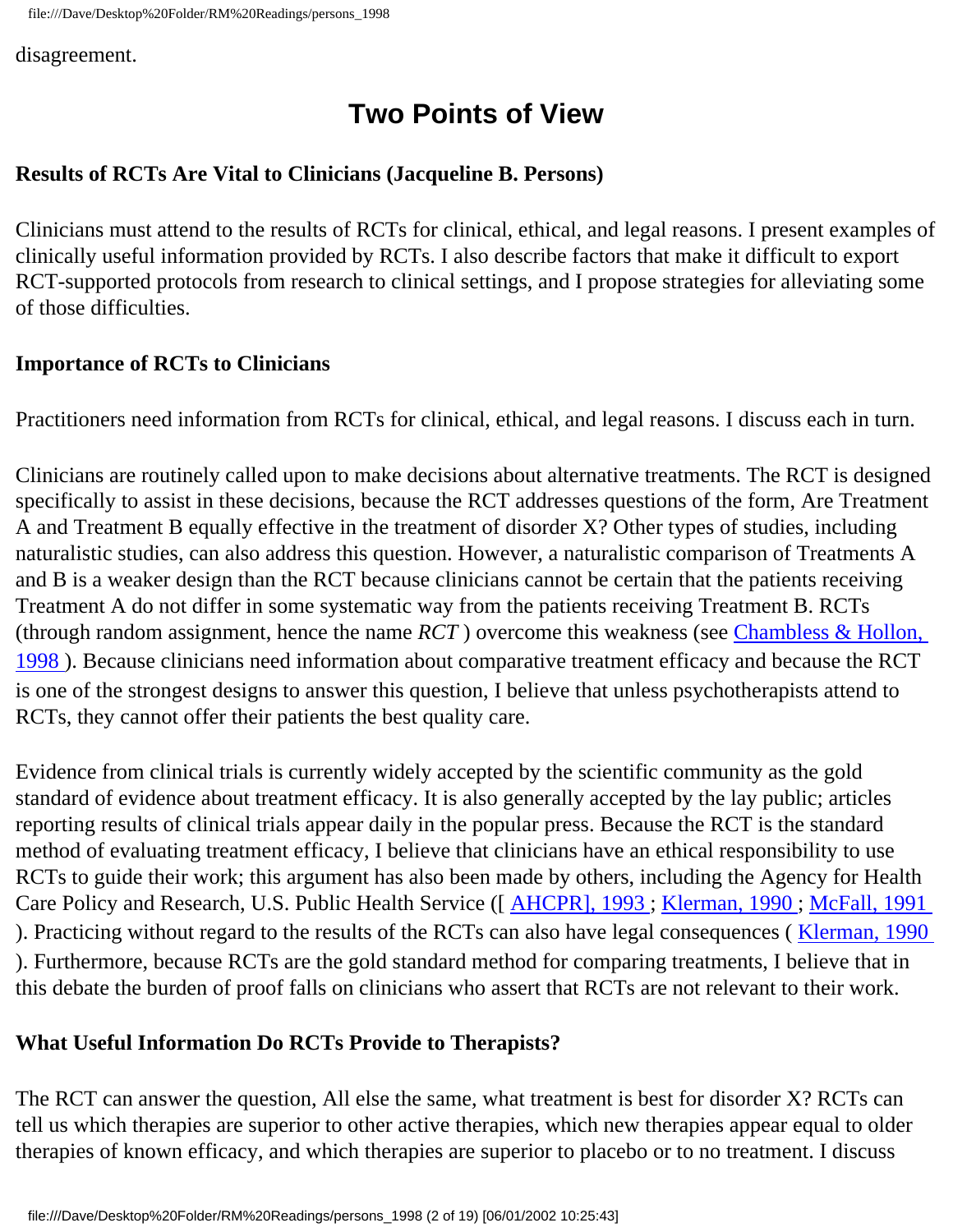disagreement.

## Two Points of View

### Results of RCTs Are Vital to Clinicians (Jacqueline B. Persons)

Clinicians must attend to the results of RCTs for clinical, ethical, and legal reasons. I present examples of clinically useful information provided by RCTs. I also describe factors that make it difficult to export RCT-supported protocols from research to clinical settings, and I propose strategies for alleviating some of those difficulties.

#### Importance of RCTs to Clinicians

Practitioners need information from RCTs for clinical, ethical, and legal reasons. I discuss each in turn.

Clinicians are routinely called upon to make decisions about alternative treatments. The RCT is designed specifically to assist in these decisions, because the RCT addresses questions of the form, Are Treatment A and Treatment B equally effective in the treatment of disorder X? Other types of studies, including naturalistic studies, can also address this question. However, a naturalistic comparison of Treatments A and B is a weaker design than the RCT because clinicians cannot be certain that the patients receiving Treatment A do not differ in some systematic way from the patients receiving Treatment B. RCTs (through random assignment, hence the name *RCT* ) overcome this weakness (see Chambless & Hollon, 1998 ). Because clinicians need information about comparative treatment efficacy and because the RCT is one of the strongest designs to answer this question, I believe that unless psychotherapists attend to RCTs, they cannot offer their patients the best quality care.

Evidence from clinical trials is currently widely accepted by the scientific community as the gold standard of evidence about treatment efficacy. It is also generally accepted by the lay public; articles reporting results of clinical trials appear daily in the popular press. Because the RCT is the standard method of evaluating treatment efficacy, I believe that clinicians have an ethical responsibility to use RCTs to guide their work; this argument has also been made by others, including the Agency for Health Care Policy and Research, U.S. Public Health Service ([ AHCPR], 1993 ; Klerman, 1990 ; McFall, 1991 ). Practicing without regard to the results of the RCTs can also have legal consequences ( Klerman, 1990 ). Furthermore, because RCTs are the gold standard method for comparing treatments, I believe that in this debate the burden of proof falls on clinicians who assert that RCTs are not relevant to their work.

#### What Useful Information Do RCTs Provide to Therapists?

The RCT can answer the question, All else the same, what treatment is best for disorder X? RCTs can tell us which therapies are superior to other active therapies, which new therapies appear equal to older therapies of known efficacy, and which therapies are superior to placebo or to no treatment. I discuss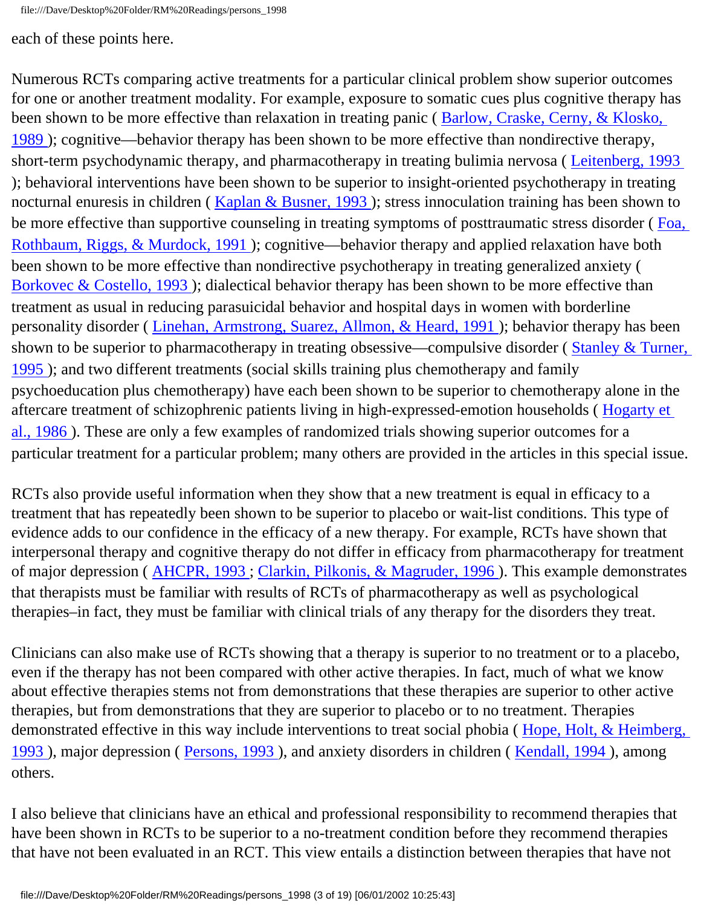each of these points here.

Numerous RCTs comparing active treatments for a particular clinical problem show superior outcomes for one or another treatment modality. For example, exposure to somatic cues plus cognitive therapy has been shown to be more effective than relaxation in treating panic ( Barlow, Craske, Cerny, & Klosko, 1989 ); cognitive—behavior therapy has been shown to be more effective than nondirective therapy, short-term psychodynamic therapy, and pharmacotherapy in treating bulimia nervosa ( Leitenberg, 1993 ); behavioral interventions have been shown to be superior to insight-oriented psychotherapy in treating nocturnal enuresis in children ( Kaplan & Busner, 1993 ); stress innoculation training has been shown to be more effective than supportive counseling in treating symptoms of posttraumatic stress disorder ( Foa, Rothbaum, Riggs, & Murdock, 1991 ); cognitive—behavior therapy and applied relaxation have both been shown to be more effective than nondirective psychotherapy in treating generalized anxiety ( Borkovec & Costello, 1993 ); dialectical behavior therapy has been shown to be more effective than treatment as usual in reducing parasuicidal behavior and hospital days in women with borderline personality disorder ( Linehan, Armstrong, Suarez, Allmon, & Heard, 1991 ); behavior therapy has been shown to be superior to pharmacotherapy in treating obsessive—compulsive disorder ( Stanley & Turner, 1995 ); and two different treatments (social skills training plus chemotherapy and family psychoeducation plus chemotherapy) have each been shown to be superior to chemotherapy alone in the aftercare treatment of schizophrenic patients living in high-expressed-emotion households ( Hogarty et al., 1986 ). These are only a few examples of randomized trials showing superior outcomes for a particular treatment for a particular problem; many others are provided in the articles in this special issue.

RCTs also provide useful information when they show that a new treatment is equal in efficacy to a treatment that has repeatedly been shown to be superior to placebo or wait-list conditions. This type of evidence adds to our confidence in the efficacy of a new therapy. For example, RCTs have shown that interpersonal therapy and cognitive therapy do not differ in efficacy from pharmacotherapy for treatment of major depression ( AHCPR, 1993 ; Clarkin, Pilkonis, & Magruder, 1996 ). This example demonstrates that therapists must be familiar with results of RCTs of pharmacotherapy as well as psychological therapies–in fact, they must be familiar with clinical trials of any therapy for the disorders they treat.

Clinicians can also make use of RCTs showing that a therapy is superior to no treatment or to a placebo, even if the therapy has not been compared with other active therapies. In fact, much of what we know about effective therapies stems not from demonstrations that these therapies are superior to other active therapies, but from demonstrations that they are superior to placebo or to no treatment. Therapies demonstrated effective in this way include interventions to treat social phobia ( Hope, Holt, & Heimberg, 1993 ), major depression ( Persons, 1993 ), and anxiety disorders in children ( Kendall, 1994 ), among others.

I also believe that clinicians have an ethical and professional responsibility to recommend therapies that have been shown in RCTs to be superior to a no-treatment condition before they recommend therapies that have not been evaluated in an RCT. This view entails a distinction between therapies that have not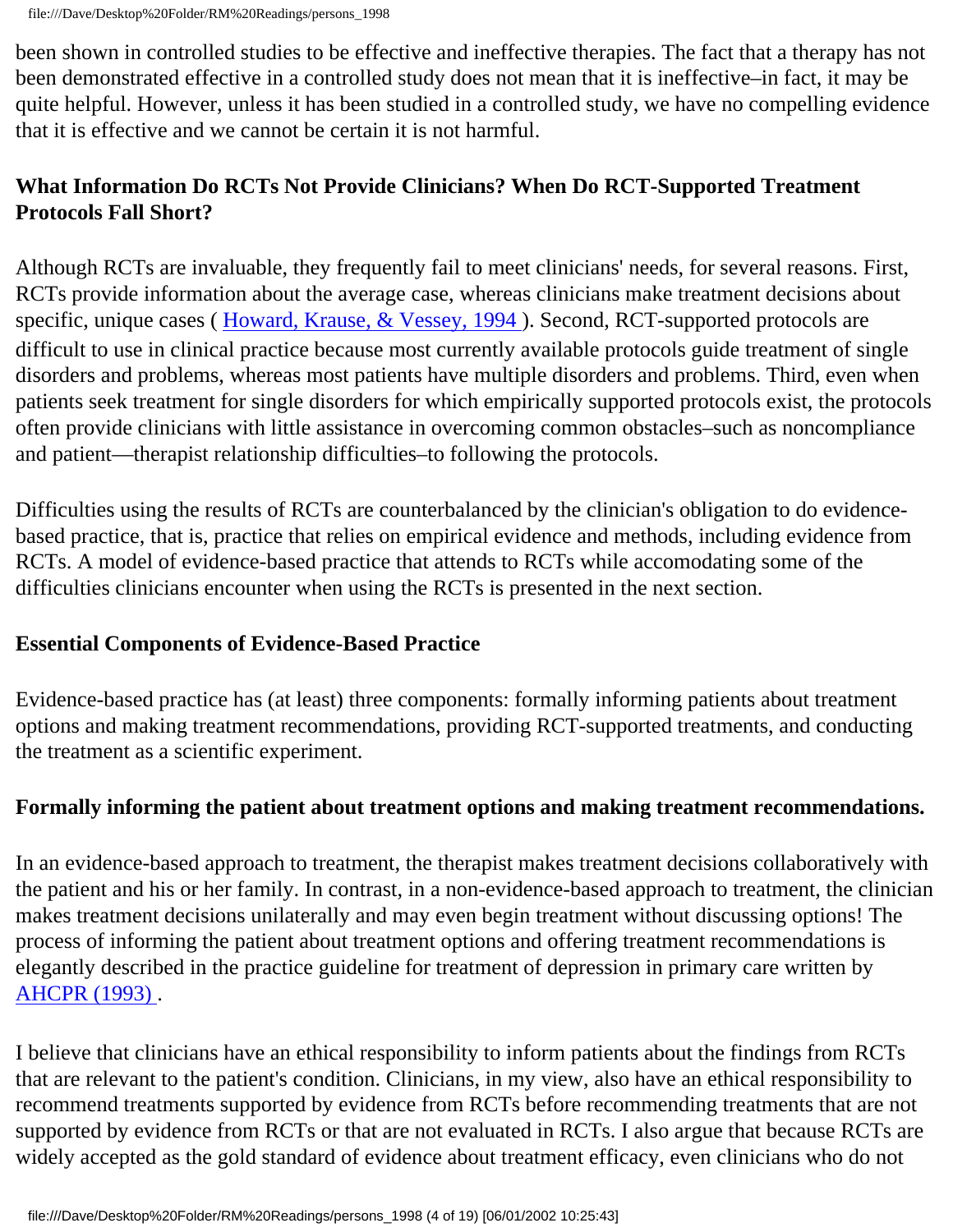been shown in controlled studies to be effective and ineffective therapies. The fact that a therapy has not been demonstrated effective in a controlled study does not mean that it is ineffective–in fact, it may be quite helpful. However, unless it has been studied in a controlled study, we have no compelling evidence that it is effective and we cannot be certain it is not harmful.

**What Information Do RCTs Not Provide Clinicians? When Do RCT-Supported Treatment Protocols Fall Short?**

Although RCTs are invaluable, they frequently fail to meet clinicians' needs, for several reasons. First, RCTs provide information about the average case, whereas clinicians make treatment decisions about specific, unique cases ( Howard, Krause, & Vessey, 1994 ). Second, RCT-supported protocols are difficult to use in clinical practice because most currently available protocols guide treatment of single disorders and problems, whereas most patients have multiple disorders and problems. Third, even when patients seek treatment for single disorders for which empirically supported protocols exist, the protocols often provide clinicians with little assistance in overcoming common obstacles–such as noncompliance and patient—therapist relationship difficulties–to following the protocols.

Difficulties using the results of RCTs are counterbalanced by the clinician's obligation to do evidence-based practice, that is, practice that relies on empirical evidence and methods, including evidence from RCTs. A model of evidence-based practice that attends to RCTs while accomodating some of the difficulties clinicians encounter when using the RCTs is presented in the next section.

**Essential Components of Evidence-Based Practice**

Evidence-based practice has (at least) three components: formally informing patients about treatment options and making treatment recommendations, providing RCT-supported treatments, and conducting the treatment as a scientific experiment.

**Formally informing the patient about treatment options and making treatment recommendations.**

In an evidence-based approach to treatment, the therapist makes treatment decisions collaboratively with the patient and his or her family. In contrast, in a non-evidence-based approach to treatment, the clinician makes treatment decisions unilaterally and may even begin treatment without discussing options! The process of informing the patient about treatment options and offering treatment recommendations is elegantly described in the practice guideline for treatment of depression in primary care written by AHCPR (1993) .

I believe that clinicians have an ethical responsibility to inform patients about the findings from RCTs that are relevant to the patient's condition. Clinicians, in my view, also have an ethical responsibility to recommend treatments supported by evidence from RCTs before recommending treatments that are not supported by evidence from RCTs or that are not evaluated in RCTs. I also argue that because RCTs are widely accepted as the gold standard of evidence about treatment efficacy, even clinicians who do not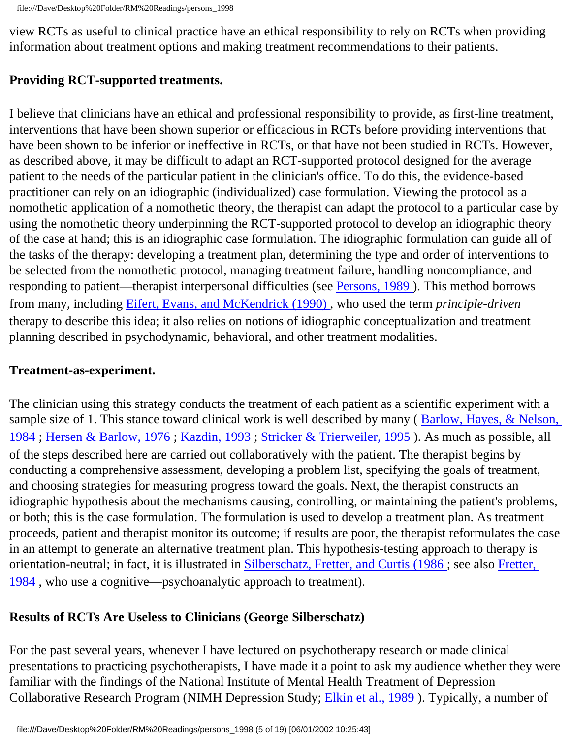view RCTs as useful to clinical practice have an ethical responsibility to rely on RCTs when providing information about treatment options and making treatment recommendations to their patients.

**Providing RCT-supported treatments.**

I believe that clinicians have an ethical and professional responsibility to provide, as first-line treatment, interventions that have been shown superior or efficacious in RCTs before providing interventions that have been shown to be inferior or ineffective in RCTs, or that have not been studied in RCTs. However, as described above, it may be difficult to adapt an RCT-supported protocol designed for the average patient to the needs of the particular patient in the clinician's office. To do this, the evidence-based practitioner can rely on an idiographic (individualized) case formulation. Viewing the protocol as a nomothetic application of a nomothetic theory, the therapist can adapt the protocol to a particular case by using the nomothetic theory underpinning the RCT-supported protocol to develop an idiographic theory of the case at hand; this is an idiographic case formulation. The idiographic formulation can guide all of the tasks of the therapy: developing a treatment plan, determining the type and order of interventions to be selected from the nomothetic protocol, managing treatment failure, handling noncompliance, and responding to patient—therapist interpersonal difficulties (see Persons, 1989 ). This method borrows from many, including Eifert, Evans, and McKendrick (1990) , who used the term *principle-driven* therapy to describe this idea; it also relies on notions of idiographic conceptualization and treatment planning described in psychodynamic, behavioral, and other treatment modalities.

**Treatment-as-experiment.**

The clinician using this strategy conducts the treatment of each patient as a scientific experiment with a sample size of 1. This stance toward clinical work is well described by many ( Barlow, Hayes, & Nelson, 1984 ; Hersen & Barlow, 1976 ; Kazdin, 1993 ; Stricker & Trierweiler, 1995 ). As much as possible, all of the steps described here are carried out collaboratively with the patient. The therapist begins by conducting a comprehensive assessment, developing a problem list, specifying the goals of treatment, and choosing strategies for measuring progress toward the goals. Next, the therapist constructs an idiographic hypothesis about the mechanisms causing, controlling, or maintaining the patient's problems, or both; this is the case formulation. The formulation is used to develop a treatment plan. As treatment proceeds, patient and therapist monitor its outcome; if results are poor, the therapist reformulates the case in an attempt to generate an alternative treatment plan. This hypothesis-testing approach to therapy is orientation-neutral; in fact, it is illustrated in Silberschatz, Fretter, and Curtis (1986 ; see also Fretter, 1984 , who use a cognitive—psychoanalytic approach to treatment).

**Results of RCTs Are Useless to Clinicians (George Silberschatz)**

For the past several years, whenever I have lectured on psychotherapy research or made clinical presentations to practicing psychotherapists, I have made it a point to ask my audience whether they were familiar with the findings of the National Institute of Mental Health Treatment of Depression Collaborative Research Program (NIMH Depression Study; Elkin et al., 1989 ). Typically, a number of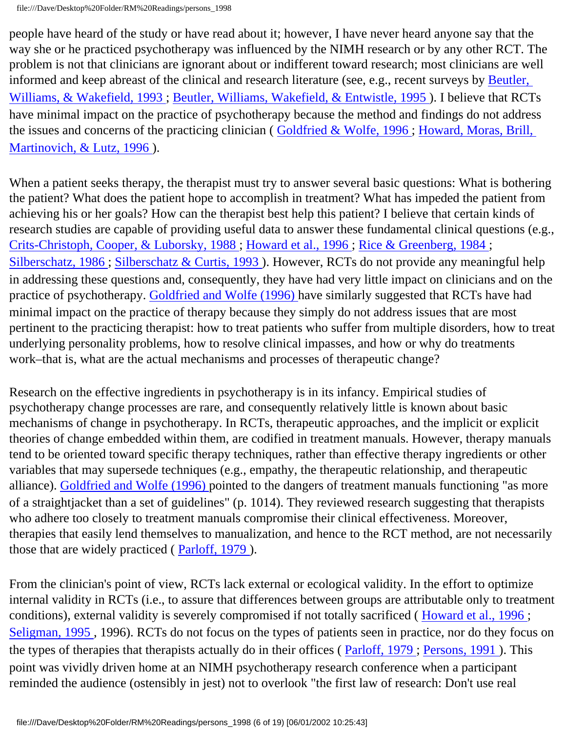people have heard of the study or have read about it; however, I have never heard anyone say that the way she or he practiced psychotherapy was influenced by the NIMH research or by any other RCT. The problem is not that clinicians are ignorant about or indifferent toward research; most clinicians are well informed and keep abreast of the clinical and research literature (see, e.g., recent surveys by Beutler, Williams, & Wakefield, 1993 ; Beutler, Williams, Wakefield, & Entwistle, 1995 ). I believe that RCTs have minimal impact on the practice of psychotherapy because the method and findings do not address the issues and concerns of the practicing clinician ( Goldfried & Wolfe, 1996 ; Howard, Moras, Brill, Martinovich, & Lutz, 1996 ).

When a patient seeks therapy, the therapist must try to answer several basic questions: What is bothering the patient? What does the patient hope to accomplish in treatment? What has impeded the patient from achieving his or her goals? How can the therapist best help this patient? I believe that certain kinds of research studies are capable of providing useful data to answer these fundamental clinical questions (e.g., Crits-Christoph, Cooper, & Luborsky, 1988 ; Howard et al., 1996 ; Rice & Greenberg, 1984 ; Silberschatz, 1986 ; Silberschatz & Curtis, 1993 ). However, RCTs do not provide any meaningful help in addressing these questions and, consequently, they have had very little impact on clinicians and on the practice of psychotherapy. Goldfried and Wolfe (1996) have similarly suggested that RCTs have had minimal impact on the practice of therapy because they simply do not address issues that are most pertinent to the practicing therapist: how to treat patients who suffer from multiple disorders, how to treat underlying personality problems, how to resolve clinical impasses, and how or why do treatments work–that is, what are the actual mechanisms and processes of therapeutic change?

Research on the effective ingredients in psychotherapy is in its infancy. Empirical studies of psychotherapy change processes are rare, and consequently relatively little is known about basic mechanisms of change in psychotherapy. In RCTs, therapeutic approaches, and the implicit or explicit theories of change embedded within them, are codified in treatment manuals. However, therapy manuals tend to be oriented toward specific therapy techniques, rather than effective therapy ingredients or other variables that may supersede techniques (e.g., empathy, the therapeutic relationship, and therapeutic alliance). Goldfried and Wolfe (1996) pointed to the dangers of treatment manuals functioning "as more of a straightjacket than a set of guidelines" (p. 1014). They reviewed research suggesting that therapists who adhere too closely to treatment manuals compromise their clinical effectiveness. Moreover, therapies that easily lend themselves to manualization, and hence to the RCT method, are not necessarily those that are widely practiced ( Parloff, 1979 ).

From the clinician's point of view, RCTs lack external or ecological validity. In the effort to optimize internal validity in RCTs (i.e., to assure that differences between groups are attributable only to treatment conditions), external validity is severely compromised if not totally sacrificed ( Howard et al., 1996 ; Seligman, 1995 , 1996). RCTs do not focus on the types of patients seen in practice, nor do they focus on the types of therapies that therapists actually do in their offices ( Parloff, 1979 ; Persons, 1991 ). This point was vividly driven home at an NIMH psychotherapy research conference when a participant reminded the audience (ostensibly in jest) not to overlook "the first law of research: Don't use real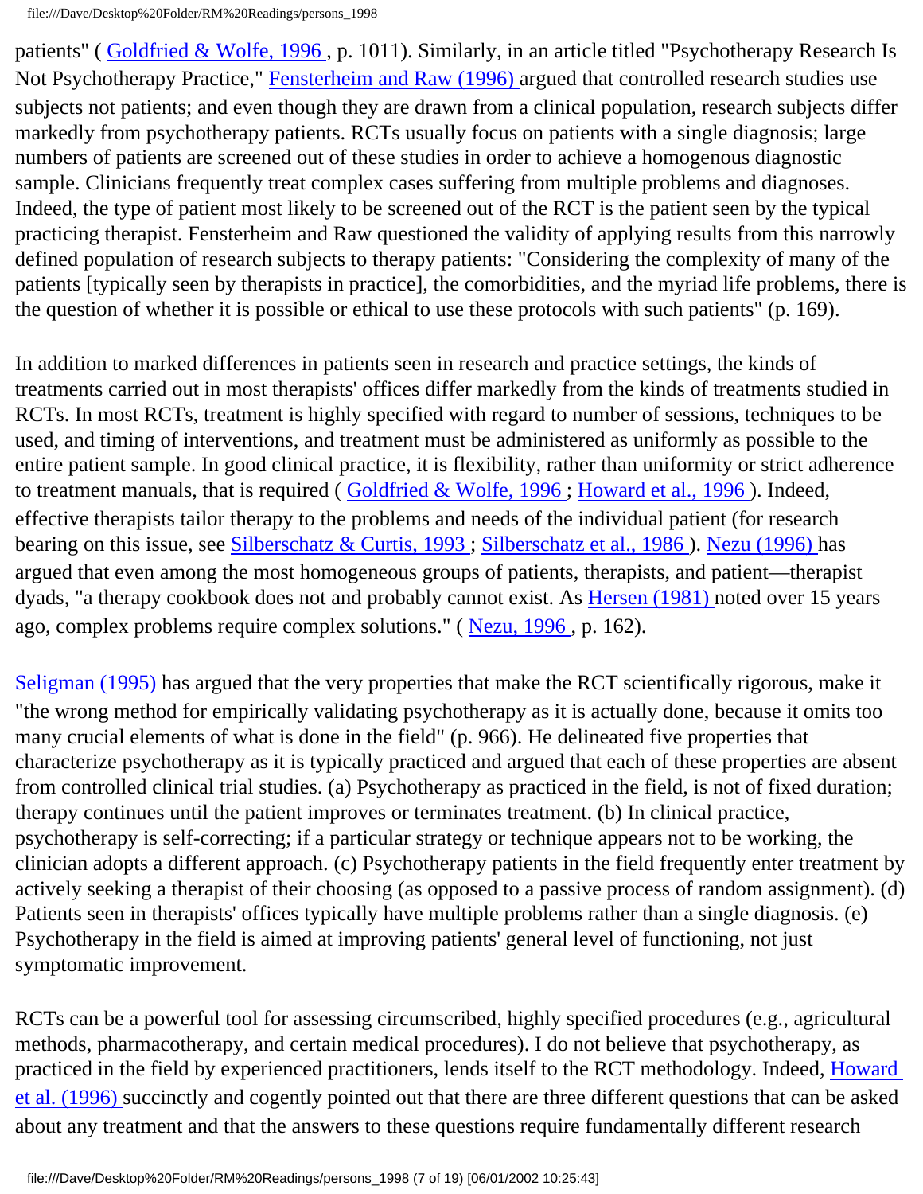patients" ( Goldfried & Wolfe, 1996 , p. 1011). Similarly, in an article titled "Psychotherapy Research Is Not Psychotherapy Practice," Fensterheim and Raw (1996) argued that controlled research studies use subjects not patients; and even though they are drawn from a clinical population, research subjects differ markedly from psychotherapy patients. RCTs usually focus on patients with a single diagnosis; large numbers of patients are screened out of these studies in order to achieve a homogenous diagnostic sample. Clinicians frequently treat complex cases suffering from multiple problems and diagnoses. Indeed, the type of patient most likely to be screened out of the RCT is the patient seen by the typical practicing therapist. Fensterheim and Raw questioned the validity of applying results from this narrowly defined population of research subjects to therapy patients: "Considering the complexity of many of the patients [typically seen by therapists in practice], the comorbidities, and the myriad life problems, there is the question of whether it is possible or ethical to use these protocols with such patients" (p. 169).

In addition to marked differences in patients seen in research and practice settings, the kinds of treatments carried out in most therapists' offices differ markedly from the kinds of treatments studied in RCTs. In most RCTs, treatment is highly specified with regard to number of sessions, techniques to be used, and timing of interventions, and treatment must be administered as uniformly as possible to the entire patient sample. In good clinical practice, it is flexibility, rather than uniformity or strict adherence to treatment manuals, that is required ( Goldfried & Wolfe, 1996 ; Howard et al., 1996 ). Indeed, effective therapists tailor therapy to the problems and needs of the individual patient (for research bearing on this issue, see Silberschatz & Curtis, 1993 ; Silberschatz et al., 1986 ). Nezu (1996) has argued that even among the most homogeneous groups of patients, therapists, and patient—therapist dyads, "a therapy cookbook does not and probably cannot exist. As Hersen (1981) noted over 15 years ago, complex problems require complex solutions." ( Nezu, 1996 , p. 162).

Seligman (1995) has argued that the very properties that make the RCT scientifically rigorous, make it "the wrong method for empirically validating psychotherapy as it is actually done, because it omits too many crucial elements of what is done in the field" (p. 966). He delineated five properties that characterize psychotherapy as it is typically practiced and argued that each of these properties are absent from controlled clinical trial studies. (a) Psychotherapy as practiced in the field, is not of fixed duration; therapy continues until the patient improves or terminates treatment. (b) In clinical practice, psychotherapy is self-correcting; if a particular strategy or technique appears not to be working, the clinician adopts a different approach. (c) Psychotherapy patients in the field frequently enter treatment by actively seeking a therapist of their choosing (as opposed to a passive process of random assignment). (d) Patients seen in therapists' offices typically have multiple problems rather than a single diagnosis. (e) Psychotherapy in the field is aimed at improving patients' general level of functioning, not just symptomatic improvement.

RCTs can be a powerful tool for assessing circumscribed, highly specified procedures (e.g., agricultural methods, pharmacotherapy, and certain medical procedures). I do not believe that psychotherapy, as practiced in the field by experienced practitioners, lends itself to the RCT methodology. Indeed, Howard et al. (1996) succinctly and cogently pointed out that there are three different questions that can be asked about any treatment and that the answers to these questions require fundamentally different research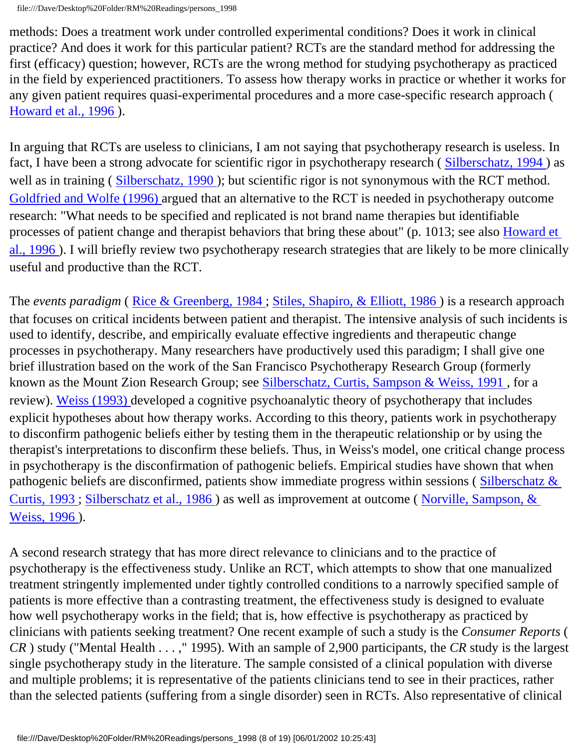methods: Does a treatment work under controlled experimental conditions? Does it work in clinical practice? And does it work for this particular patient? RCTs are the standard method for addressing the first (efficacy) question; however, RCTs are the wrong method for studying psychotherapy as practiced in the field by experienced practitioners. To assess how therapy works in practice or whether it works for any given patient requires quasi-experimental procedures and a more case-specific research approach ( Howard et al., 1996 ).

In arguing that RCTs are useless to clinicians, I am not saying that psychotherapy research is useless. In fact, I have been a strong advocate for scientific rigor in psychotherapy research ( Silberschatz, 1994 ) as well as in training ( Silberschatz, 1990 ); but scientific rigor is not synonymous with the RCT method. Goldfried and Wolfe (1996) argued that an alternative to the RCT is needed in psychotherapy outcome research: "What needs to be specified and replicated is not brand name therapies but identifiable processes of patient change and therapist behaviors that bring these about" (p. 1013; see also Howard et al., 1996 ). I will briefly review two psychotherapy research strategies that are likely to be more clinically useful and productive than the RCT.

The *events paradigm* ( Rice & Greenberg, 1984 ; Stiles, Shapiro, & Elliott, 1986 ) is a research approach that focuses on critical incidents between patient and therapist. The intensive analysis of such incidents is used to identify, describe, and empirically evaluate effective ingredients and therapeutic change processes in psychotherapy. Many researchers have productively used this paradigm; I shall give one brief illustration based on the work of the San Francisco Psychotherapy Research Group (formerly known as the Mount Zion Research Group; see Silberschatz, Curtis, Sampson & Weiss, 1991 , for a review). Weiss (1993) developed a cognitive psychoanalytic theory of psychotherapy that includes explicit hypotheses about how therapy works. According to this theory, patients work in psychotherapy to disconfirm pathogenic beliefs either by testing them in the therapeutic relationship or by using the therapist's interpretations to disconfirm these beliefs. Thus, in Weiss's model, one critical change process in psychotherapy is the disconfirmation of pathogenic beliefs. Empirical studies have shown that when pathogenic beliefs are disconfirmed, patients show immediate progress within sessions ( Silberschatz & Curtis, 1993 ; Silberschatz et al., 1986 ) as well as improvement at outcome ( Norville, Sampson, & Weiss, 1996 ).

A second research strategy that has more direct relevance to clinicians and to the practice of psychotherapy is the effectiveness study. Unlike an RCT, which attempts to show that one manualized treatment stringently implemented under tightly controlled conditions to a narrowly specified sample of patients is more effective than a contrasting treatment, the effectiveness study is designed to evaluate how well psychotherapy works in the field; that is, how effective is psychotherapy as practiced by clinicians with patients seeking treatment? One recent example of such a study is the *Consumer Reports* ( *CR* ) study ("Mental Health . . . ," 1995). With an sample of 2,900 participants, the *CR* study is the largest single psychotherapy study in the literature. The sample consisted of a clinical population with diverse and multiple problems; it is representative of the patients clinicians tend to see in their practices, rather than the selected patients (suffering from a single disorder) seen in RCTs. Also representative of clinical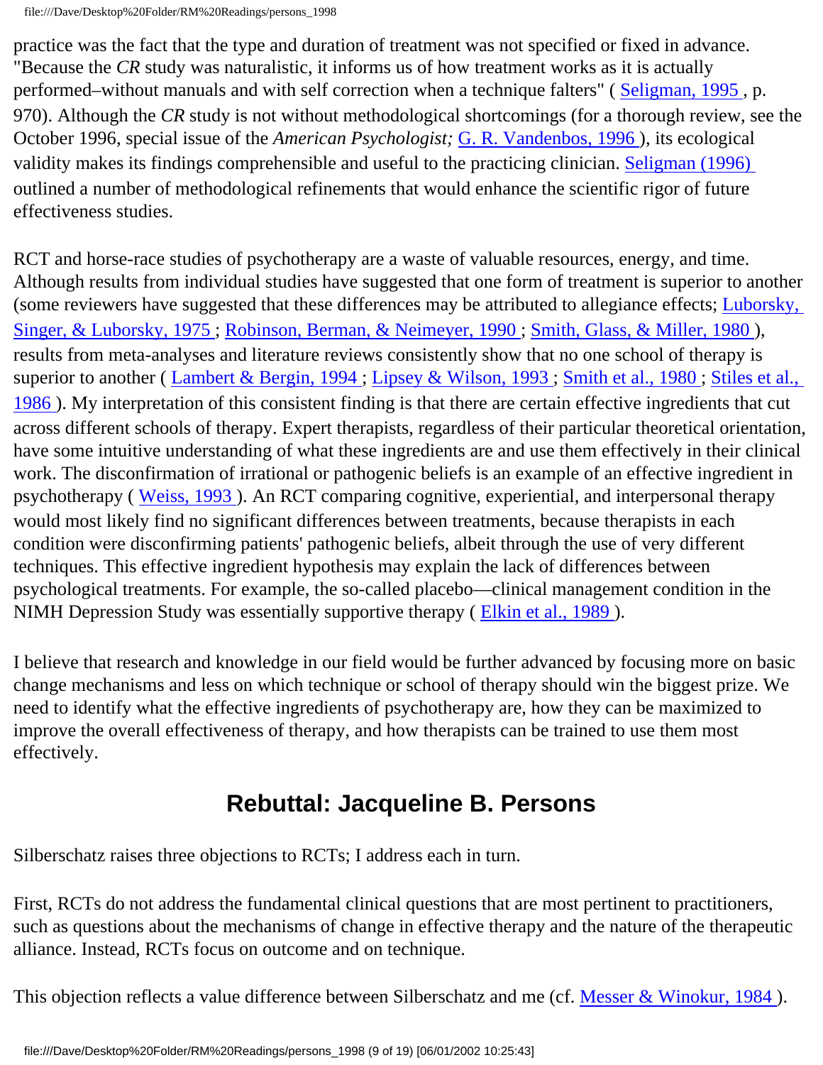practice was the fact that the type and duration of treatment was not specified or fixed in advance. "Because the *CR* study was naturalistic, it informs us of how treatment works as it is actually performed–without manuals and with self correction when a technique falters" ( Seligman, 1995 , p. 970). Although the *CR* study is not without methodological shortcomings (for a thorough review, see the October 1996, special issue of the *American Psychologist;* G. R. Vandenbos, 1996 ), its ecological validity makes its findings comprehensible and useful to the practicing clinician. Seligman (1996) outlined a number of methodological refinements that would enhance the scientific rigor of future effectiveness studies.

RCT and horse-race studies of psychotherapy are a waste of valuable resources, energy, and time. Although results from individual studies have suggested that one form of treatment is superior to another (some reviewers have suggested that these differences may be attributed to allegiance effects; Luborsky, Singer, & Luborsky, 1975 ; Robinson, Berman, & Neimeyer, 1990 ; Smith, Glass, & Miller, 1980 ), results from meta-analyses and literature reviews consistently show that no one school of therapy is superior to another ( Lambert & Bergin, 1994 ; Lipsey & Wilson, 1993 ; Smith et al., 1980 ; Stiles et al., 1986 ). My interpretation of this consistent finding is that there are certain effective ingredients that cut across different schools of therapy. Expert therapists, regardless of their particular theoretical orientation, have some intuitive understanding of what these ingredients are and use them effectively in their clinical work. The disconfirmation of irrational or pathogenic beliefs is an example of an effective ingredient in psychotherapy ( Weiss, 1993 ). An RCT comparing cognitive, experiential, and interpersonal therapy would most likely find no significant differences between treatments, because therapists in each condition were disconfirming patients' pathogenic beliefs, albeit through the use of very different techniques. This effective ingredient hypothesis may explain the lack of differences between psychological treatments. For example, the so-called placebo—clinical management condition in the NIMH Depression Study was essentially supportive therapy ( Elkin et al., 1989 ).

I believe that research and knowledge in our field would be further advanced by focusing more on basic change mechanisms and less on which technique or school of therapy should win the biggest prize. We need to identify what the effective ingredients of psychotherapy are, how they can be maximized to improve the overall effectiveness of therapy, and how therapists can be trained to use them most effectively.

## Rebuttal: Jacqueline B. Persons

Silberschatz raises three objections to RCTs; I address each in turn.

First, RCTs do not address the fundamental clinical questions that are most pertinent to practitioners, such as questions about the mechanisms of change in effective therapy and the nature of the therapeutic alliance. Instead, RCTs focus on outcome and on technique.

This objection reflects a value difference between Silberschatz and me (cf. Messer & Winokur, 1984 ).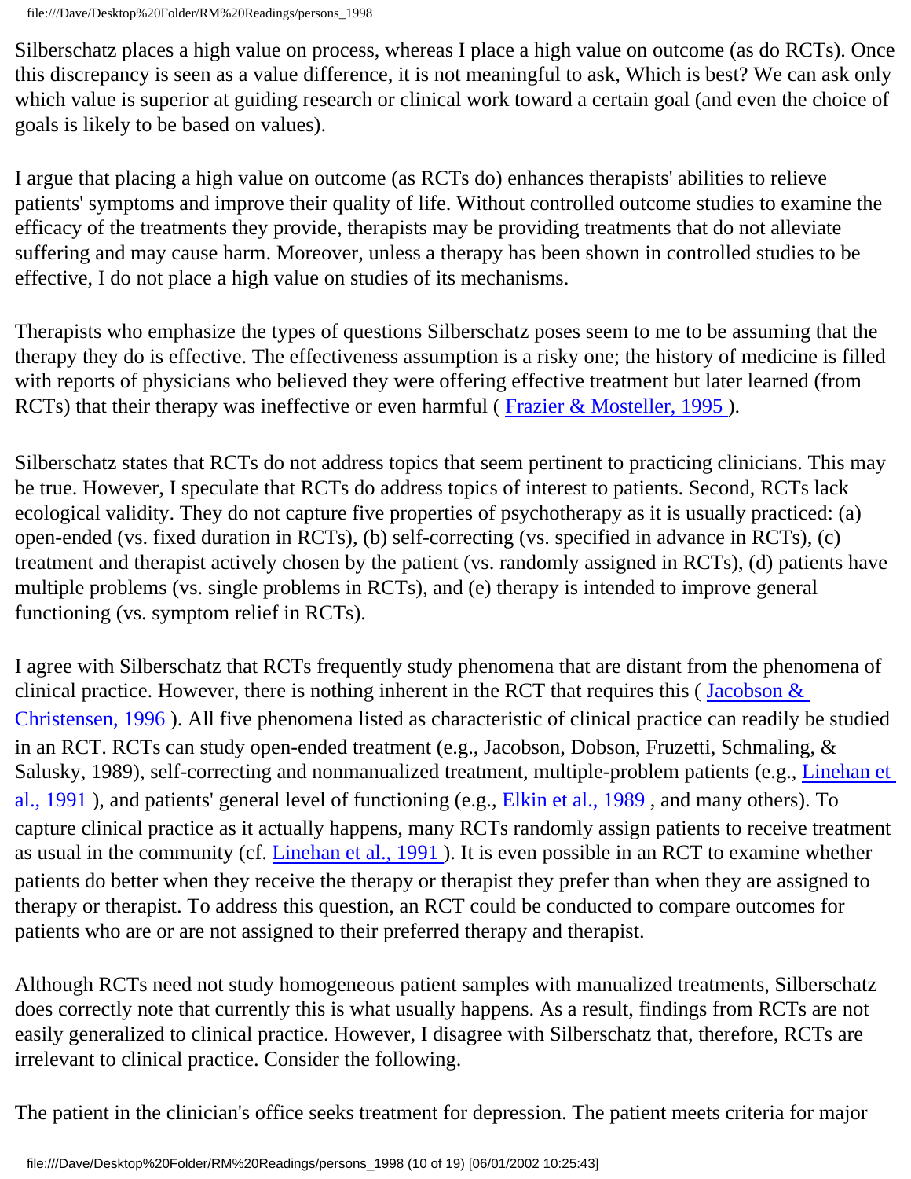Silberschatz places a high value on process, whereas I place a high value on outcome (as do RCTs). Once this discrepancy is seen as a value difference, it is not meaningful to ask, Which is best? We can ask only which value is superior at guiding research or clinical work toward a certain goal (and even the choice of goals is likely to be based on values).

I argue that placing a high value on outcome (as RCTs do) enhances therapists' abilities to relieve patients' symptoms and improve their quality of life. Without controlled outcome studies to examine the efficacy of the treatments they provide, therapists may be providing treatments that do not alleviate suffering and may cause harm. Moreover, unless a therapy has been shown in controlled studies to be effective, I do not place a high value on studies of its mechanisms.

Therapists who emphasize the types of questions Silberschatz poses seem to me to be assuming that the therapy they do is effective. The effectiveness assumption is a risky one; the history of medicine is filled with reports of physicians who believed they were offering effective treatment but later learned (from RCTs) that their therapy was ineffective or even harmful ( Frazier & Mosteller, 1995 ).

Silberschatz states that RCTs do not address topics that seem pertinent to practicing clinicians. This may be true. However, I speculate that RCTs do address topics of interest to patients. Second, RCTs lack ecological validity. They do not capture five properties of psychotherapy as it is usually practiced: (a) open-ended (vs. fixed duration in RCTs), (b) self-correcting (vs. specified in advance in RCTs), (c) treatment and therapist actively chosen by the patient (vs. randomly assigned in RCTs), (d) patients have multiple problems (vs. single problems in RCTs), and (e) therapy is intended to improve general functioning (vs. symptom relief in RCTs).

I agree with Silberschatz that RCTs frequently study phenomena that are distant from the phenomena of clinical practice. However, there is nothing inherent in the RCT that requires this ( Jacobson & Christensen, 1996 ). All five phenomena listed as characteristic of clinical practice can readily be studied in an RCT. RCTs can study open-ended treatment (e.g., Jacobson, Dobson, Fruzetti, Schmaling, & Salusky, 1989), self-correcting and nonmanualized treatment, multiple-problem patients (e.g., Linehan et al., 1991 ), and patients' general level of functioning (e.g., Elkin et al., 1989 , and many others). To capture clinical practice as it actually happens, many RCTs randomly assign patients to receive treatment as usual in the community (cf. Linehan et al., 1991 ). It is even possible in an RCT to examine whether patients do better when they receive the therapy or therapist they prefer than when they are assigned to therapy or therapist. To address this question, an RCT could be conducted to compare outcomes for patients who are or are not assigned to their preferred therapy and therapist.

Although RCTs need not study homogeneous patient samples with manualized treatments, Silberschatz does correctly note that currently this is what usually happens. As a result, findings from RCTs are not easily generalized to clinical practice. However, I disagree with Silberschatz that, therefore, RCTs are irrelevant to clinical practice. Consider the following.

The patient in the clinician's office seeks treatment for depression. The patient meets criteria for major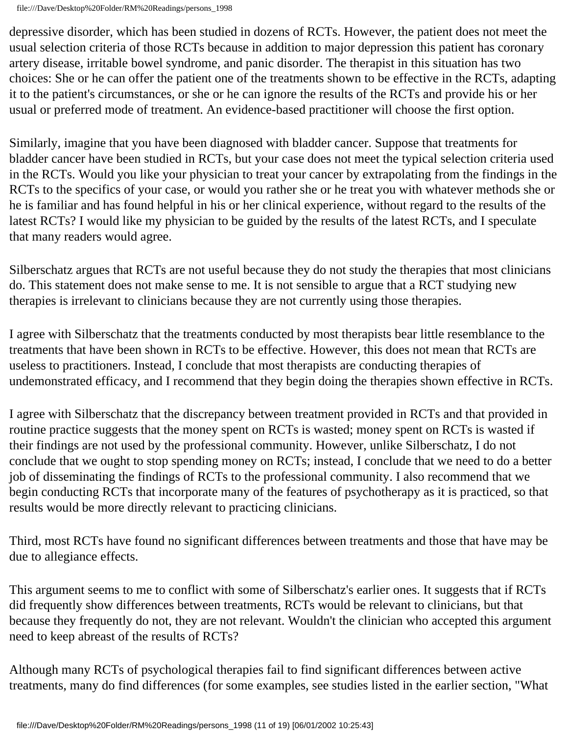depressive disorder, which has been studied in dozens of RCTs. However, the patient does not meet the usual selection criteria of those RCTs because in addition to major depression this patient has coronary artery disease, irritable bowel syndrome, and panic disorder. The therapist in this situation has two choices: She or he can offer the patient one of the treatments shown to be effective in the RCTs, adapting it to the patient's circumstances, or she or he can ignore the results of the RCTs and provide his or her usual or preferred mode of treatment. An evidence-based practitioner will choose the first option.

Similarly, imagine that you have been diagnosed with bladder cancer. Suppose that treatments for bladder cancer have been studied in RCTs, but your case does not meet the typical selection criteria used in the RCTs. Would you like your physician to treat your cancer by extrapolating from the findings in the RCTs to the specifics of your case, or would you rather she or he treat you with whatever methods she or he is familiar and has found helpful in his or her clinical experience, without regard to the results of the latest RCTs? I would like my physician to be guided by the results of the latest RCTs, and I speculate that many readers would agree.

Silberschatz argues that RCTs are not useful because they do not study the therapies that most clinicians do. This statement does not make sense to me. It is not sensible to argue that a RCT studying new therapies is irrelevant to clinicians because they are not currently using those therapies.

I agree with Silberschatz that the treatments conducted by most therapists bear little resemblance to the treatments that have been shown in RCTs to be effective. However, this does not mean that RCTs are useless to practitioners. Instead, I conclude that most therapists are conducting therapies of undemonstrated efficacy, and I recommend that they begin doing the therapies shown effective in RCTs.

I agree with Silberschatz that the discrepancy between treatment provided in RCTs and that provided in routine practice suggests that the money spent on RCTs is wasted; money spent on RCTs is wasted if their findings are not used by the professional community. However, unlike Silberschatz, I do not conclude that we ought to stop spending money on RCTs; instead, I conclude that we need to do a better job of disseminating the findings of RCTs to the professional community. I also recommend that we begin conducting RCTs that incorporate many of the features of psychotherapy as it is practiced, so that results would be more directly relevant to practicing clinicians.

Third, most RCTs have found no significant differences between treatments and those that have may be due to allegiance effects.

This argument seems to me to conflict with some of Silberschatz's earlier ones. It suggests that if RCTs did frequently show differences between treatments, RCTs would be relevant to clinicians, but that because they frequently do not, they are not relevant. Wouldn't the clinician who accepted this argument need to keep abreast of the results of RCTs?

Although many RCTs of psychological therapies fail to find significant differences between active treatments, many do find differences (for some examples, see studies listed in the earlier section, "What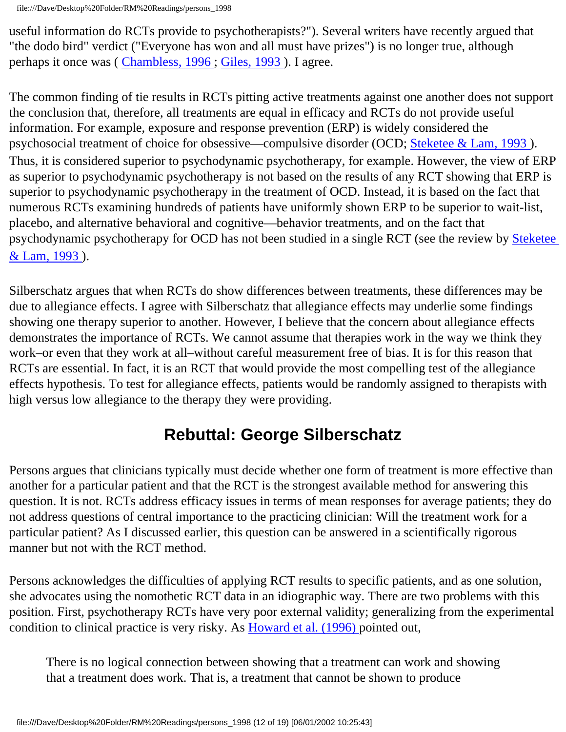useful information do RCTs provide to psychotherapists?"). Several writers have recently argued that "the dodo bird" verdict ("Everyone has won and all must have prizes") is no longer true, although perhaps it once was ( Chambless, 1996 ; Giles, 1993 ). I agree.

The common finding of tie results in RCTs pitting active treatments against one another does not support the conclusion that, therefore, all treatments are equal in efficacy and RCTs do not provide useful information. For example, exposure and response prevention (ERP) is widely considered the psychosocial treatment of choice for obsessive—compulsive disorder (OCD; Steketee & Lam, 1993 ). Thus, it is considered superior to psychodynamic psychotherapy, for example. However, the view of ERP as superior to psychodynamic psychotherapy is not based on the results of any RCT showing that ERP is superior to psychodynamic psychotherapy in the treatment of OCD. Instead, it is based on the fact that numerous RCTs examining hundreds of patients have uniformly shown ERP to be superior to wait-list, placebo, and alternative behavioral and cognitive—behavior treatments, and on the fact that psychodynamic psychotherapy for OCD has not been studied in a single RCT (see the review by Steketee & Lam, 1993 ).

Silberschatz argues that when RCTs do show differences between treatments, these differences may be due to allegiance effects. I agree with Silberschatz that allegiance effects may underlie some findings showing one therapy superior to another. However, I believe that the concern about allegiance effects demonstrates the importance of RCTs. We cannot assume that therapies work in the way we think they work–or even that they work at all–without careful measurement free of bias. It is for this reason that RCTs are essential. In fact, it is an RCT that would provide the most compelling test of the allegiance effects hypothesis. To test for allegiance effects, patients would be randomly assigned to therapists with high versus low allegiance to the therapy they were providing.

## Rebuttal: George Silberschatz

Persons argues that clinicians typically must decide whether one form of treatment is more effective than another for a particular patient and that the RCT is the strongest available method for answering this question. It is not. RCTs address efficacy issues in terms of mean responses for average patients; they do not address questions of central importance to the practicing clinician: Will the treatment work for a particular patient? As I discussed earlier, this question can be answered in a scientifically rigorous manner but not with the RCT method.

Persons acknowledges the difficulties of applying RCT results to specific patients, and as one solution, she advocates using the nomothetic RCT data in an idiographic way. There are two problems with this position. First, psychotherapy RCTs have very poor external validity; generalizing from the experimental condition to clinical practice is very risky. As Howard et al. (1996) pointed out,

> There is no logical connection between showing that a treatment can work and showing that a treatment does work. That is, a treatment that cannot be shown to produce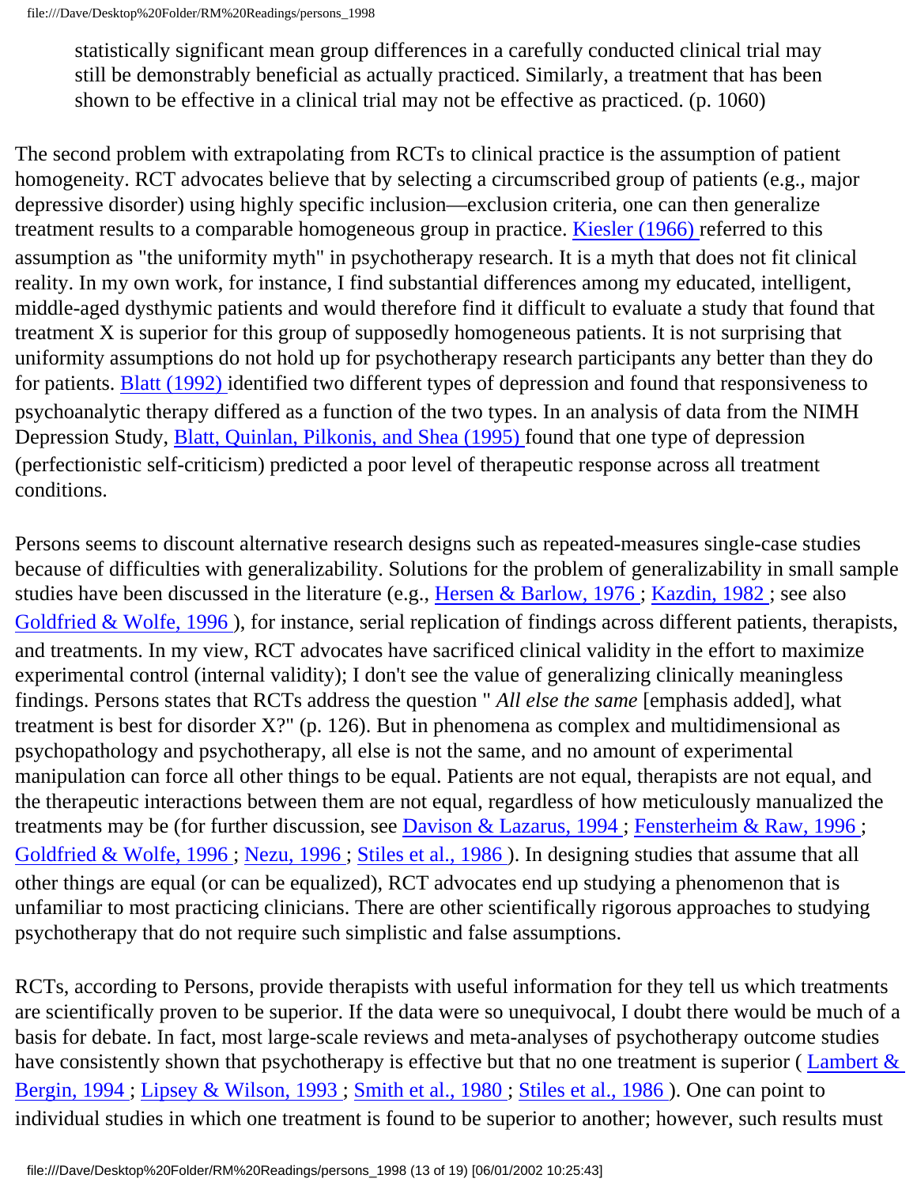> statistically significant mean group differences in a carefully conducted clinical trial may still be demonstrably beneficial as actually practiced. Similarly, a treatment that has been shown to be effective in a clinical trial may not be effective as practiced. (p. 1060)

The second problem with extrapolating from RCTs to clinical practice is the assumption of patient homogeneity. RCT advocates believe that by selecting a circumscribed group of patients (e.g., major depressive disorder) using highly specific inclusion—exclusion criteria, one can then generalize treatment results to a comparable homogeneous group in practice. Kiesler (1966) referred to this assumption as "the uniformity myth" in psychotherapy research. It is a myth that does not fit clinical reality. In my own work, for instance, I find substantial differences among my educated, intelligent, middle-aged dysthymic patients and would therefore find it difficult to evaluate a study that found that treatment X is superior for this group of supposedly homogeneous patients. It is not surprising that uniformity assumptions do not hold up for psychotherapy research participants any better than they do for patients. Blatt (1992) identified two different types of depression and found that responsiveness to psychoanalytic therapy differed as a function of the two types. In an analysis of data from the NIMH Depression Study, Blatt, Quinlan, Pilkonis, and Shea (1995) found that one type of depression (perfectionistic self-criticism) predicted a poor level of therapeutic response across all treatment conditions.

Persons seems to discount alternative research designs such as repeated-measures single-case studies because of difficulties with generalizability. Solutions for the problem of generalizability in small sample studies have been discussed in the literature (e.g., Hersen & Barlow, 1976 ; Kazdin, 1982 ; see also Goldfried & Wolfe, 1996 ), for instance, serial replication of findings across different patients, therapists, and treatments. In my view, RCT advocates have sacrificed clinical validity in the effort to maximize experimental control (internal validity); I don't see the value of generalizing clinically meaningless findings. Persons states that RCTs address the question " *All else the same* [emphasis added], what treatment is best for disorder X?" (p. 126). But in phenomena as complex and multidimensional as psychopathology and psychotherapy, all else is not the same, and no amount of experimental manipulation can force all other things to be equal. Patients are not equal, therapists are not equal, and the therapeutic interactions between them are not equal, regardless of how meticulously manualized the treatments may be (for further discussion, see Davison & Lazarus, 1994 ; Fensterheim & Raw, 1996 ; Goldfried & Wolfe, 1996 ; Nezu, 1996 ; Stiles et al., 1986 ). In designing studies that assume that all other things are equal (or can be equalized), RCT advocates end up studying a phenomenon that is unfamiliar to most practicing clinicians. There are other scientifically rigorous approaches to studying psychotherapy that do not require such simplistic and false assumptions.

RCTs, according to Persons, provide therapists with useful information for they tell us which treatments are scientifically proven to be superior. If the data were so unequivocal, I doubt there would be much of a basis for debate. In fact, most large-scale reviews and meta-analyses of psychotherapy outcome studies have consistently shown that psychotherapy is effective but that no one treatment is superior ( Lambert & Bergin, 1994 ; Lipsey & Wilson, 1993 ; Smith et al., 1980 ; Stiles et al., 1986 ). One can point to individual studies in which one treatment is found to be superior to another; however, such results must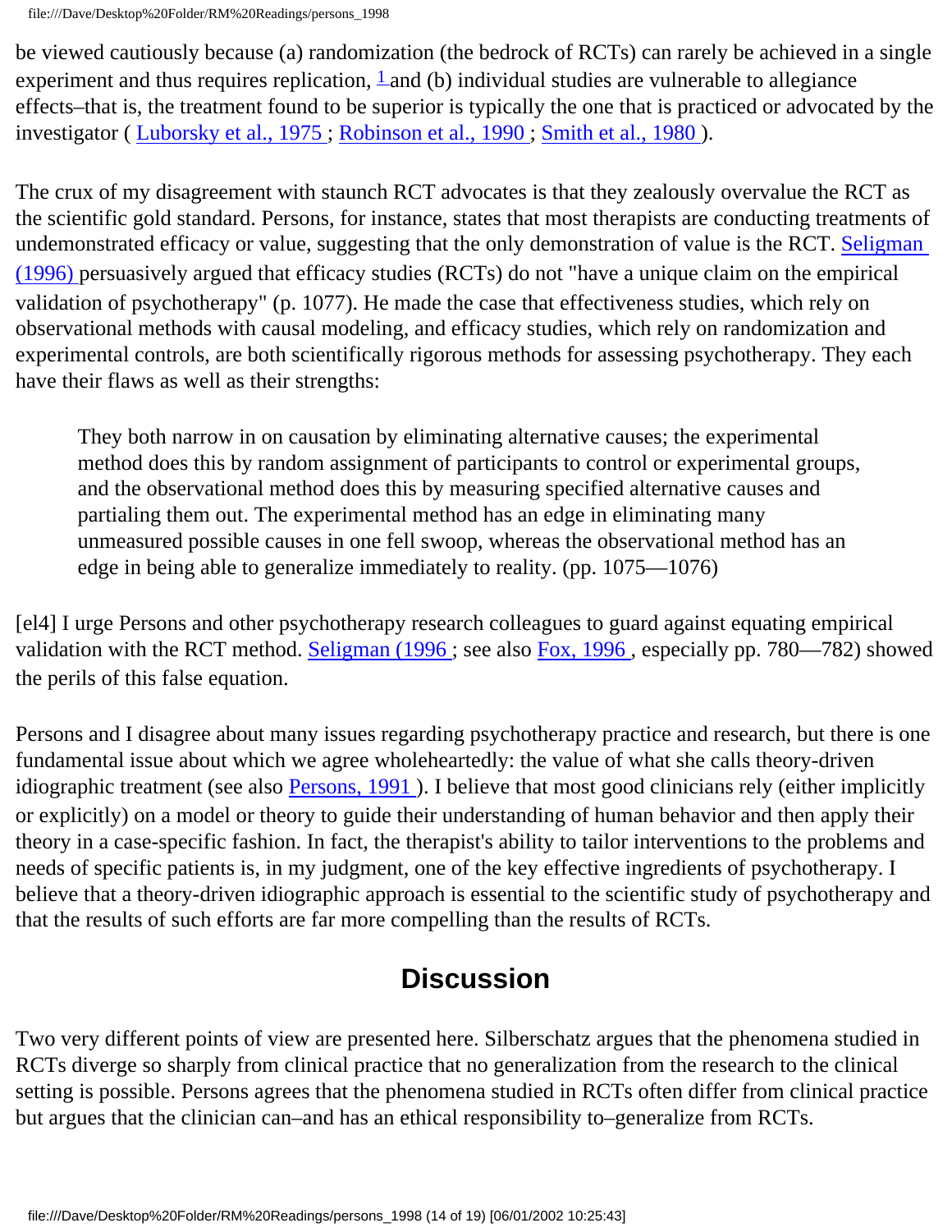be viewed cautiously because (a) randomization (the bedrock of RCTs) can rarely be achieved in a single experiment and thus requires replication, [1] and (b) individual studies are vulnerable to allegiance effects–that is, the treatment found to be superior is typically the one that is practiced or advocated by the investigator ( Luborsky et al., 1975 ; Robinson et al., 1990 ; Smith et al., 1980 ).

The crux of my disagreement with staunch RCT advocates is that they zealously overvalue the RCT as the scientific gold standard. Persons, for instance, states that most therapists are conducting treatments of undemonstrated efficacy or value, suggesting that the only demonstration of value is the RCT. Seligman (1996) persuasively argued that efficacy studies (RCTs) do not "have a unique claim on the empirical validation of psychotherapy" (p. 1077). He made the case that effectiveness studies, which rely on observational methods with causal modeling, and efficacy studies, which rely on randomization and experimental controls, are both scientifically rigorous methods for assessing psychotherapy. They each have their flaws as well as their strengths:

> They both narrow in on causation by eliminating alternative causes; the experimental method does this by random assignment of participants to control or experimental groups, and the observational method does this by measuring specified alternative causes and partialing them out. The experimental method has an edge in eliminating many unmeasured possible causes in one fell swoop, whereas the observational method has an edge in being able to generalize immediately to reality. (pp. 1075—1076)

[el4] I urge Persons and other psychotherapy research colleagues to guard against equating empirical validation with the RCT method. Seligman (1996 ; see also Fox, 1996 , especially pp. 780—782) showed the perils of this false equation.

Persons and I disagree about many issues regarding psychotherapy practice and research, but there is one fundamental issue about which we agree wholeheartedly: the value of what she calls theory-driven idiographic treatment (see also Persons, 1991 ). I believe that most good clinicians rely (either implicitly or explicitly) on a model or theory to guide their understanding of human behavior and then apply their theory in a case-specific fashion. In fact, the therapist's ability to tailor interventions to the problems and needs of specific patients is, in my judgment, one of the key effective ingredients of psychotherapy. I believe that a theory-driven idiographic approach is essential to the scientific study of psychotherapy and that the results of such efforts are far more compelling than the results of RCTs.

## Discussion

Two very different points of view are presented here. Silberschatz argues that the phenomena studied in RCTs diverge so sharply from clinical practice that no generalization from the research to the clinical setting is possible. Persons agrees that the phenomena studied in RCTs often differ from clinical practice but argues that the clinician can–and has an ethical responsibility to–generalize from RCTs.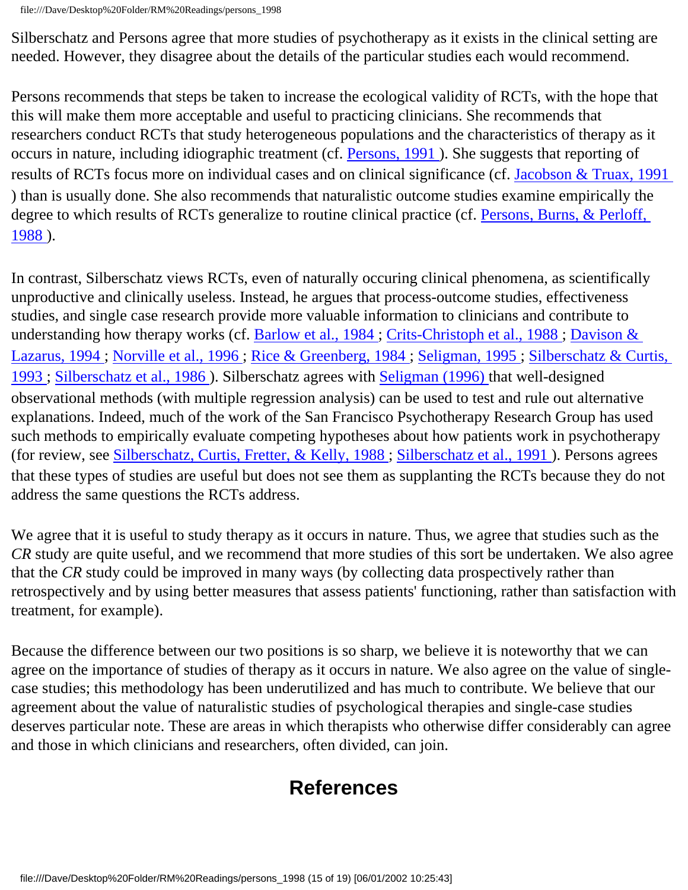Silberschatz and Persons agree that more studies of psychotherapy as it exists in the clinical setting are needed. However, they disagree about the details of the particular studies each would recommend.

Persons recommends that steps be taken to increase the ecological validity of RCTs, with the hope that this will make them more acceptable and useful to practicing clinicians. She recommends that researchers conduct RCTs that study heterogeneous populations and the characteristics of therapy as it occurs in nature, including idiographic treatment (cf. Persons, 1991 ). She suggests that reporting of results of RCTs focus more on individual cases and on clinical significance (cf. Jacobson & Truax, 1991 ) than is usually done. She also recommends that naturalistic outcome studies examine empirically the degree to which results of RCTs generalize to routine clinical practice (cf. Persons, Burns, & Perloff, 1988 ).

In contrast, Silberschatz views RCTs, even of naturally occuring clinical phenomena, as scientifically unproductive and clinically useless. Instead, he argues that process-outcome studies, effectiveness studies, and single case research provide more valuable information to clinicians and contribute to understanding how therapy works (cf. Barlow et al., 1984 ; Crits-Christoph et al., 1988 ; Davison & Lazarus, 1994 ; Norville et al., 1996 ; Rice & Greenberg, 1984 ; Seligman, 1995 ; Silberschatz & Curtis, 1993 ; Silberschatz et al., 1986 ). Silberschatz agrees with Seligman (1996) that well-designed observational methods (with multiple regression analysis) can be used to test and rule out alternative explanations. Indeed, much of the work of the San Francisco Psychotherapy Research Group has used such methods to empirically evaluate competing hypotheses about how patients work in psychotherapy (for review, see Silberschatz, Curtis, Fretter, & Kelly, 1988 ; Silberschatz et al., 1991 ). Persons agrees that these types of studies are useful but does not see them as supplanting the RCTs because they do not address the same questions the RCTs address.

We agree that it is useful to study therapy as it occurs in nature. Thus, we agree that studies such as the *CR* study are quite useful, and we recommend that more studies of this sort be undertaken. We also agree that the *CR* study could be improved in many ways (by collecting data prospectively rather than retrospectively and by using better measures that assess patients' functioning, rather than satisfaction with treatment, for example).

Because the difference between our two positions is so sharp, we believe it is noteworthy that we can agree on the importance of studies of therapy as it occurs in nature. We also agree on the value of single-case studies; this methodology has been underutilized and has much to contribute. We believe that our agreement about the value of naturalistic studies of psychological therapies and single-case studies deserves particular note. These are areas in which therapists who otherwise differ considerably can agree and those in which clinicians and researchers, often divided, can join.

## References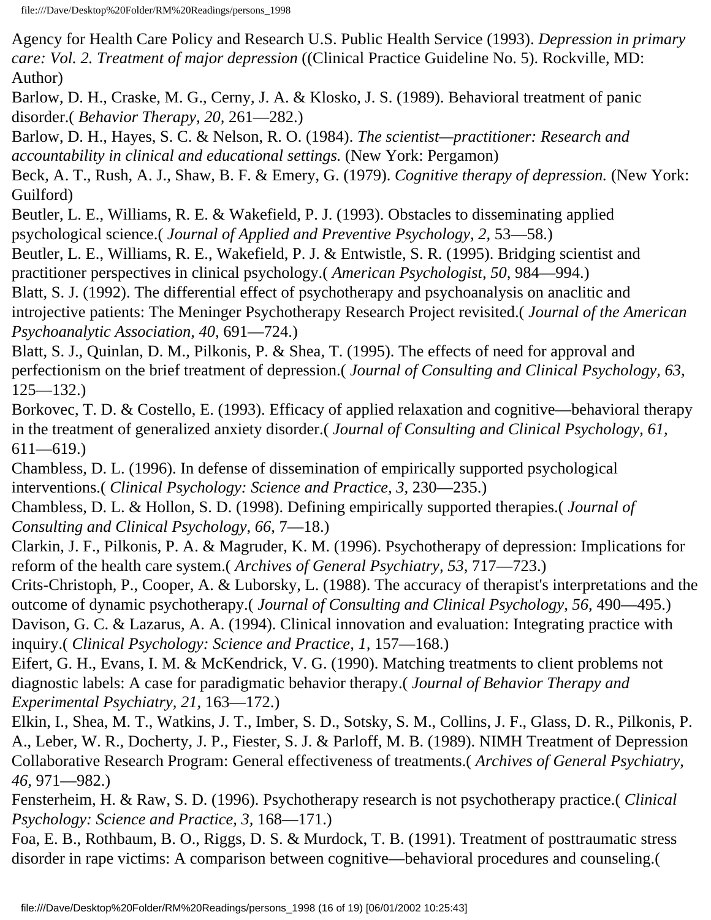Agency for Health Care Policy and Research U.S. Public Health Service (1993). *Depression in primary care: Vol. 2. Treatment of major depression* ((Clinical Practice Guideline No. 5). Rockville, MD: Author)

Barlow, D. H., Craske, M. G., Cerny, J. A. & Klosko, J. S. (1989). Behavioral treatment of panic disorder.( *Behavior Therapy, 20,* 261—282.)

Barlow, D. H., Hayes, S. C. & Nelson, R. O. (1984). *The scientist—practitioner: Research and accountability in clinical and educational settings.* (New York: Pergamon)

Beck, A. T., Rush, A. J., Shaw, B. F. & Emery, G. (1979). *Cognitive therapy of depression.* (New York: Guilford)

Beutler, L. E., Williams, R. E. & Wakefield, P. J. (1993). Obstacles to disseminating applied psychological science.( *Journal of Applied and Preventive Psychology, 2,* 53—58.)

Beutler, L. E., Williams, R. E., Wakefield, P. J. & Entwistle, S. R. (1995). Bridging scientist and practitioner perspectives in clinical psychology.( *American Psychologist, 50,* 984—994.)

Blatt, S. J. (1992). The differential effect of psychotherapy and psychoanalysis on anaclitic and introjective patients: The Meninger Psychotherapy Research Project revisited.( *Journal of the American Psychoanalytic Association, 40,* 691—724.)

Blatt, S. J., Quinlan, D. M., Pilkonis, P. & Shea, T. (1995). The effects of need for approval and perfectionism on the brief treatment of depression.( *Journal of Consulting and Clinical Psychology, 63,* 125—132.)

Borkovec, T. D. & Costello, E. (1993). Efficacy of applied relaxation and cognitive—behavioral therapy in the treatment of generalized anxiety disorder.( *Journal of Consulting and Clinical Psychology, 61,* 611—619.)

Chambless, D. L. (1996). In defense of dissemination of empirically supported psychological interventions.( *Clinical Psychology: Science and Practice, 3,* 230—235.)

Chambless, D. L. & Hollon, S. D. (1998). Defining empirically supported therapies.( *Journal of Consulting and Clinical Psychology, 66,* 7—18.)

Clarkin, J. F., Pilkonis, P. A. & Magruder, K. M. (1996). Psychotherapy of depression: Implications for reform of the health care system.( *Archives of General Psychiatry, 53,* 717—723.)

Crits-Christoph, P., Cooper, A. & Luborsky, L. (1988). The accuracy of therapist's interpretations and the outcome of dynamic psychotherapy.( *Journal of Consulting and Clinical Psychology, 56,* 490—495.)

Davison, G. C. & Lazarus, A. A. (1994). Clinical innovation and evaluation: Integrating practice with inquiry.( *Clinical Psychology: Science and Practice, 1,* 157—168.)

Eifert, G. H., Evans, I. M. & McKendrick, V. G. (1990). Matching treatments to client problems not diagnostic labels: A case for paradigmatic behavior therapy.( *Journal of Behavior Therapy and Experimental Psychiatry, 21,* 163—172.)

Elkin, I., Shea, M. T., Watkins, J. T., Imber, S. D., Sotsky, S. M., Collins, J. F., Glass, D. R., Pilkonis, P. A., Leber, W. R., Docherty, J. P., Fiester, S. J. & Parloff, M. B. (1989). NIMH Treatment of Depression Collaborative Research Program: General effectiveness of treatments.( *Archives of General Psychiatry, 46,* 971—982.)

Fensterheim, H. & Raw, S. D. (1996). Psychotherapy research is not psychotherapy practice.( *Clinical Psychology: Science and Practice, 3,* 168—171.)

Foa, E. B., Rothbaum, B. O., Riggs, D. S. & Murdock, T. B. (1991). Treatment of posttraumatic stress disorder in rape victims: A comparison between cognitive—behavioral procedures and counseling.(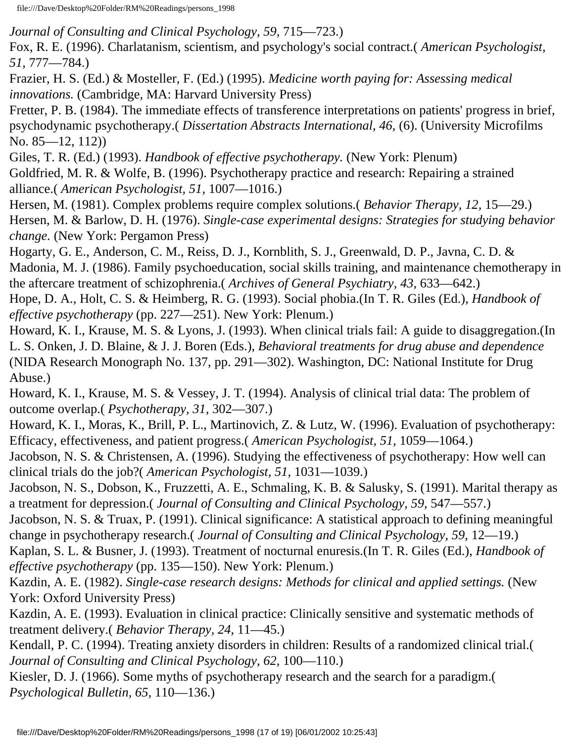*Journal of Consulting and Clinical Psychology, 59,* 715—723.)

Fox, R. E. (1996). Charlatanism, scientism, and psychology's social contract.( *American Psychologist, 51,* 777—784.)

Frazier, H. S. (Ed.) & Mosteller, F. (Ed.) (1995). *Medicine worth paying for: Assessing medical innovations.* (Cambridge, MA: Harvard University Press)

Fretter, P. B. (1984). The immediate effects of transference interpretations on patients' progress in brief, psychodynamic psychotherapy.( *Dissertation Abstracts International, 46,* (6). (University Microfilms No. 85—12, 112))

Giles, T. R. (Ed.) (1993). *Handbook of effective psychotherapy.* (New York: Plenum)

Goldfried, M. R. & Wolfe, B. (1996). Psychotherapy practice and research: Repairing a strained alliance.( *American Psychologist, 51,* 1007—1016.)

Hersen, M. (1981). Complex problems require complex solutions.( *Behavior Therapy, 12,* 15—29.)

Hersen, M. & Barlow, D. H. (1976). *Single-case experimental designs: Strategies for studying behavior change.* (New York: Pergamon Press)

Hogarty, G. E., Anderson, C. M., Reiss, D. J., Kornblith, S. J., Greenwald, D. P., Javna, C. D. & Madonia, M. J. (1986). Family psychoeducation, social skills training, and maintenance chemotherapy in the aftercare treatment of schizophrenia.( *Archives of General Psychiatry, 43,* 633—642.)

Hope, D. A., Holt, C. S. & Heimberg, R. G. (1993). Social phobia.(In T. R. Giles (Ed.), *Handbook of effective psychotherapy* (pp. 227—251). New York: Plenum.)

Howard, K. I., Krause, M. S. & Lyons, J. (1993). When clinical trials fail: A guide to disaggregation.(In L. S. Onken, J. D. Blaine, & J. J. Boren (Eds.), *Behavioral treatments for drug abuse and dependence* (NIDA Research Monograph No. 137, pp. 291—302). Washington, DC: National Institute for Drug Abuse.)

Howard, K. I., Krause, M. S. & Vessey, J. T. (1994). Analysis of clinical trial data: The problem of outcome overlap.( *Psychotherapy, 31,* 302—307.)

Howard, K. I., Moras, K., Brill, P. L., Martinovich, Z. & Lutz, W. (1996). Evaluation of psychotherapy: Efficacy, effectiveness, and patient progress.( *American Psychologist, 51,* 1059—1064.)

Jacobson, N. S. & Christensen, A. (1996). Studying the effectiveness of psychotherapy: How well can clinical trials do the job?( *American Psychologist, 51,* 1031—1039.)

Jacobson, N. S., Dobson, K., Fruzzetti, A. E., Schmaling, K. B. & Salusky, S. (1991). Marital therapy as a treatment for depression.( *Journal of Consulting and Clinical Psychology, 59,* 547—557.)

Jacobson, N. S. & Truax, P. (1991). Clinical significance: A statistical approach to defining meaningful change in psychotherapy research.( *Journal of Consulting and Clinical Psychology, 59,* 12—19.)

Kaplan, S. L. & Busner, J. (1993). Treatment of nocturnal enuresis.(In T. R. Giles (Ed.), *Handbook of effective psychotherapy* (pp. 135—150). New York: Plenum.)

Kazdin, A. E. (1982). *Single-case research designs: Methods for clinical and applied settings.* (New York: Oxford University Press)

Kazdin, A. E. (1993). Evaluation in clinical practice: Clinically sensitive and systematic methods of treatment delivery.( *Behavior Therapy, 24,* 11—45.)

Kendall, P. C. (1994). Treating anxiety disorders in children: Results of a randomized clinical trial.( *Journal of Consulting and Clinical Psychology, 62,* 100—110.)

Kiesler, D. J. (1966). Some myths of psychotherapy research and the search for a paradigm.( *Psychological Bulletin, 65,* 110—136.)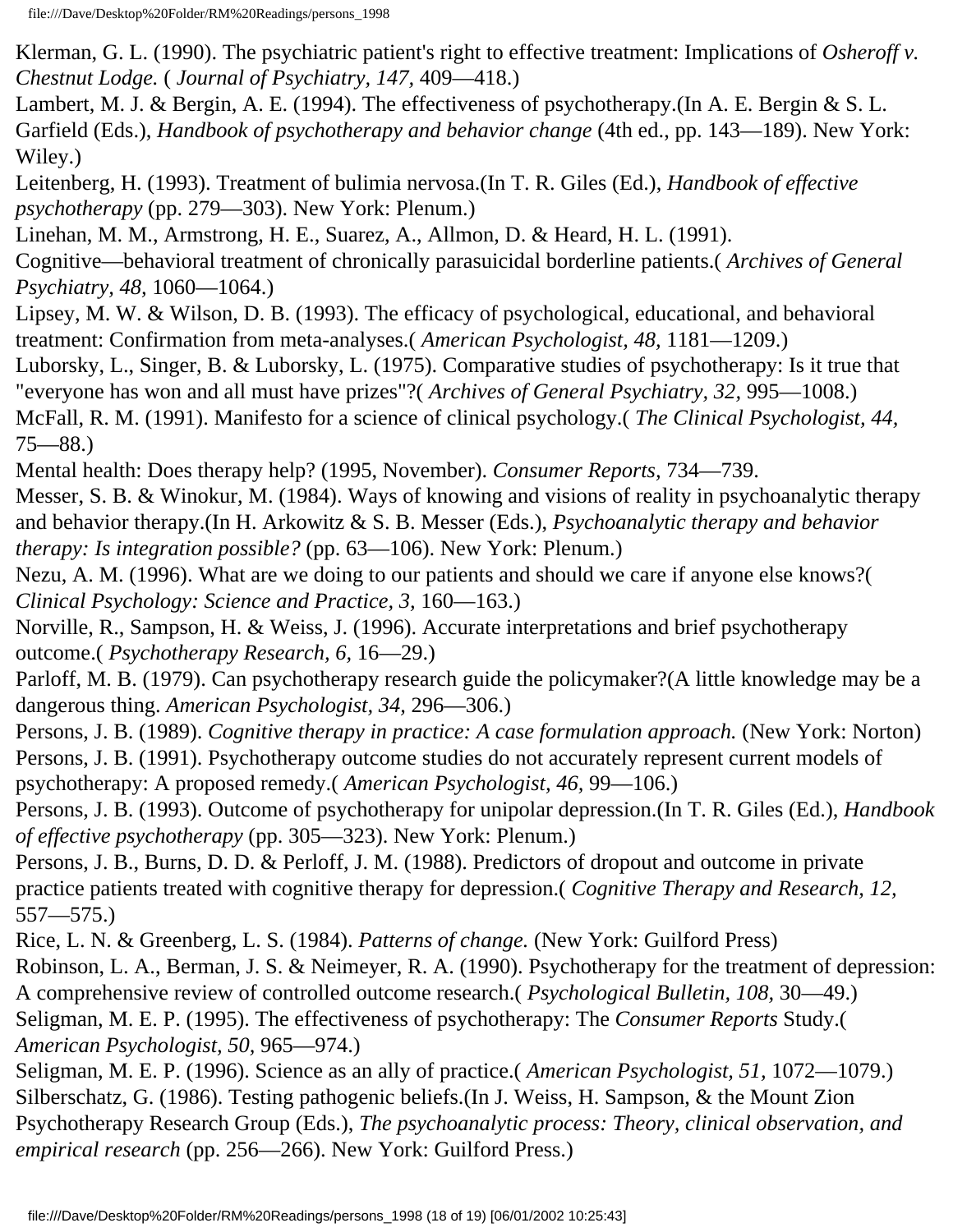Klerman, G. L. (1990). The psychiatric patient's right to effective treatment: Implications of *Osheroff v. Chestnut Lodge.* ( *Journal of Psychiatry, 147,* 409—418.)

Lambert, M. J. & Bergin, A. E. (1994). The effectiveness of psychotherapy.(In A. E. Bergin & S. L. Garfield (Eds.), *Handbook of psychotherapy and behavior change* (4th ed., pp. 143—189). New York: Wiley.)

Leitenberg, H. (1993). Treatment of bulimia nervosa.(In T. R. Giles (Ed.), *Handbook of effective psychotherapy* (pp. 279—303). New York: Plenum.)

Linehan, M. M., Armstrong, H. E., Suarez, A., Allmon, D. & Heard, H. L. (1991). Cognitive—behavioral treatment of chronically parasuicidal borderline patients.( *Archives of General Psychiatry, 48,* 1060—1064.)

Lipsey, M. W. & Wilson, D. B. (1993). The efficacy of psychological, educational, and behavioral treatment: Confirmation from meta-analyses.( *American Psychologist, 48,* 1181—1209.)

Luborsky, L., Singer, B. & Luborsky, L. (1975). Comparative studies of psychotherapy: Is it true that "everyone has won and all must have prizes"?( *Archives of General Psychiatry, 32,* 995—1008.)

McFall, R. M. (1991). Manifesto for a science of clinical psychology.( *The Clinical Psychologist, 44,* 75—88.)

Mental health: Does therapy help? (1995, November). *Consumer Reports,* 734—739.

Messer, S. B. & Winokur, M. (1984). Ways of knowing and visions of reality in psychoanalytic therapy and behavior therapy.(In H. Arkowitz & S. B. Messer (Eds.), *Psychoanalytic therapy and behavior therapy: Is integration possible?* (pp. 63—106). New York: Plenum.)

Nezu, A. M. (1996). What are we doing to our patients and should we care if anyone else knows?( *Clinical Psychology: Science and Practice, 3,* 160—163.)

Norville, R., Sampson, H. & Weiss, J. (1996). Accurate interpretations and brief psychotherapy outcome.( *Psychotherapy Research, 6,* 16—29.)

Parloff, M. B. (1979). Can psychotherapy research guide the policymaker?(A little knowledge may be a dangerous thing. *American Psychologist, 34,* 296—306.)

Persons, J. B. (1989). *Cognitive therapy in practice: A case formulation approach.* (New York: Norton)

Persons, J. B. (1991). Psychotherapy outcome studies do not accurately represent current models of psychotherapy: A proposed remedy.( *American Psychologist, 46,* 99—106.)

Persons, J. B. (1993). Outcome of psychotherapy for unipolar depression.(In T. R. Giles (Ed.), *Handbook of effective psychotherapy* (pp. 305—323). New York: Plenum.)

Persons, J. B., Burns, D. D. & Perloff, J. M. (1988). Predictors of dropout and outcome in private practice patients treated with cognitive therapy for depression.( *Cognitive Therapy and Research, 12,* 557—575.)

Rice, L. N. & Greenberg, L. S. (1984). *Patterns of change.* (New York: Guilford Press)

Robinson, L. A., Berman, J. S. & Neimeyer, R. A. (1990). Psychotherapy for the treatment of depression: A comprehensive review of controlled outcome research.( *Psychological Bulletin, 108,* 30—49.)

Seligman, M. E. P. (1995). The effectiveness of psychotherapy: The *Consumer Reports* Study.( *American Psychologist, 50,* 965—974.)

Seligman, M. E. P. (1996). Science as an ally of practice.( *American Psychologist, 51,* 1072—1079.)

Silberschatz, G. (1986). Testing pathogenic beliefs.(In J. Weiss, H. Sampson, & the Mount Zion Psychotherapy Research Group (Eds.), *The psychoanalytic process: Theory, clinical observation, and empirical research* (pp. 256—266). New York: Guilford Press.)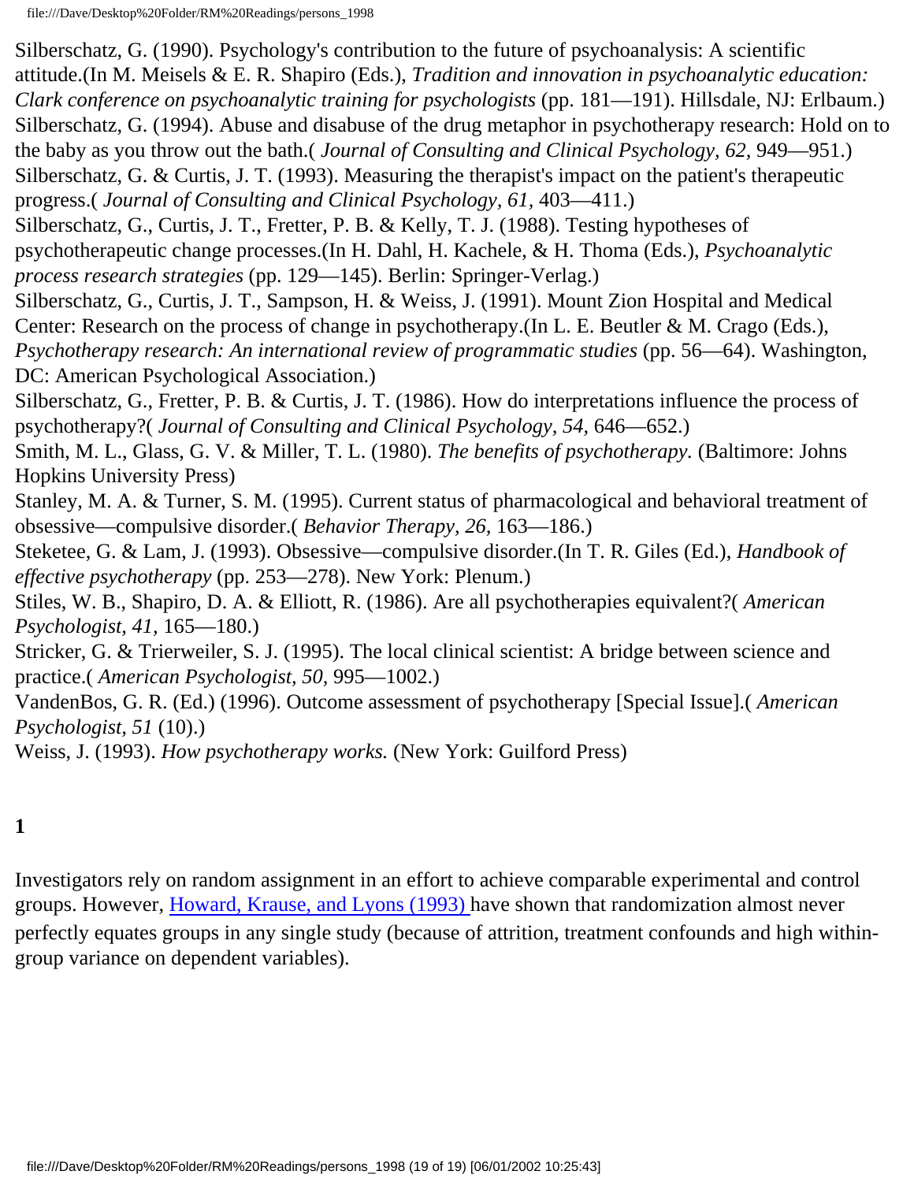Silberschatz, G. (1990). Psychology's contribution to the future of psychoanalysis: A scientific attitude.(In M. Meisels & E. R. Shapiro (Eds.), *Tradition and innovation in psychoanalytic education: Clark conference on psychoanalytic training for psychologists* (pp. 181—191). Hillsdale, NJ: Erlbaum.)

Silberschatz, G. (1994). Abuse and disabuse of the drug metaphor in psychotherapy research: Hold on to the baby as you throw out the bath.( *Journal of Consulting and Clinical Psychology, 62,* 949—951.)

Silberschatz, G. & Curtis, J. T. (1993). Measuring the therapist's impact on the patient's therapeutic progress.( *Journal of Consulting and Clinical Psychology, 61,* 403—411.)

Silberschatz, G., Curtis, J. T., Fretter, P. B. & Kelly, T. J. (1988). Testing hypotheses of psychotherapeutic change processes.(In H. Dahl, H. Kachele, & H. Thoma (Eds.), *Psychoanalytic process research strategies* (pp. 129—145). Berlin: Springer-Verlag.)

Silberschatz, G., Curtis, J. T., Sampson, H. & Weiss, J. (1991). Mount Zion Hospital and Medical Center: Research on the process of change in psychotherapy.(In L. E. Beutler & M. Crago (Eds.), *Psychotherapy research: An international review of programmatic studies* (pp. 56—64). Washington, DC: American Psychological Association.)

Silberschatz, G., Fretter, P. B. & Curtis, J. T. (1986). How do interpretations influence the process of psychotherapy?( *Journal of Consulting and Clinical Psychology, 54,* 646—652.)

Smith, M. L., Glass, G. V. & Miller, T. L. (1980). *The benefits of psychotherapy.* (Baltimore: Johns Hopkins University Press)

Stanley, M. A. & Turner, S. M. (1995). Current status of pharmacological and behavioral treatment of obsessive—compulsive disorder.( *Behavior Therapy, 26,* 163—186.)

Steketee, G. & Lam, J. (1993). Obsessive—compulsive disorder.(In T. R. Giles (Ed.), *Handbook of effective psychotherapy* (pp. 253—278). New York: Plenum.)

Stiles, W. B., Shapiro, D. A. & Elliott, R. (1986). Are all psychotherapies equivalent?( *American Psychologist, 41,* 165—180.)

Stricker, G. & Trierweiler, S. J. (1995). The local clinical scientist: A bridge between science and practice.( *American Psychologist, 50,* 995—1002.)

VandenBos, G. R. (Ed.) (1996). Outcome assessment of psychotherapy [Special Issue].( *American Psychologist, 51* (10).)

Weiss, J. (1993). *How psychotherapy works.* (New York: Guilford Press)

**1**

Investigators rely on random assignment in an effort to achieve comparable experimental and control groups. However, Howard, Krause, and Lyons (1993) have shown that randomization almost never perfectly equates groups in any single study (because of attrition, treatment confounds and high within-group variance on dependent variables).